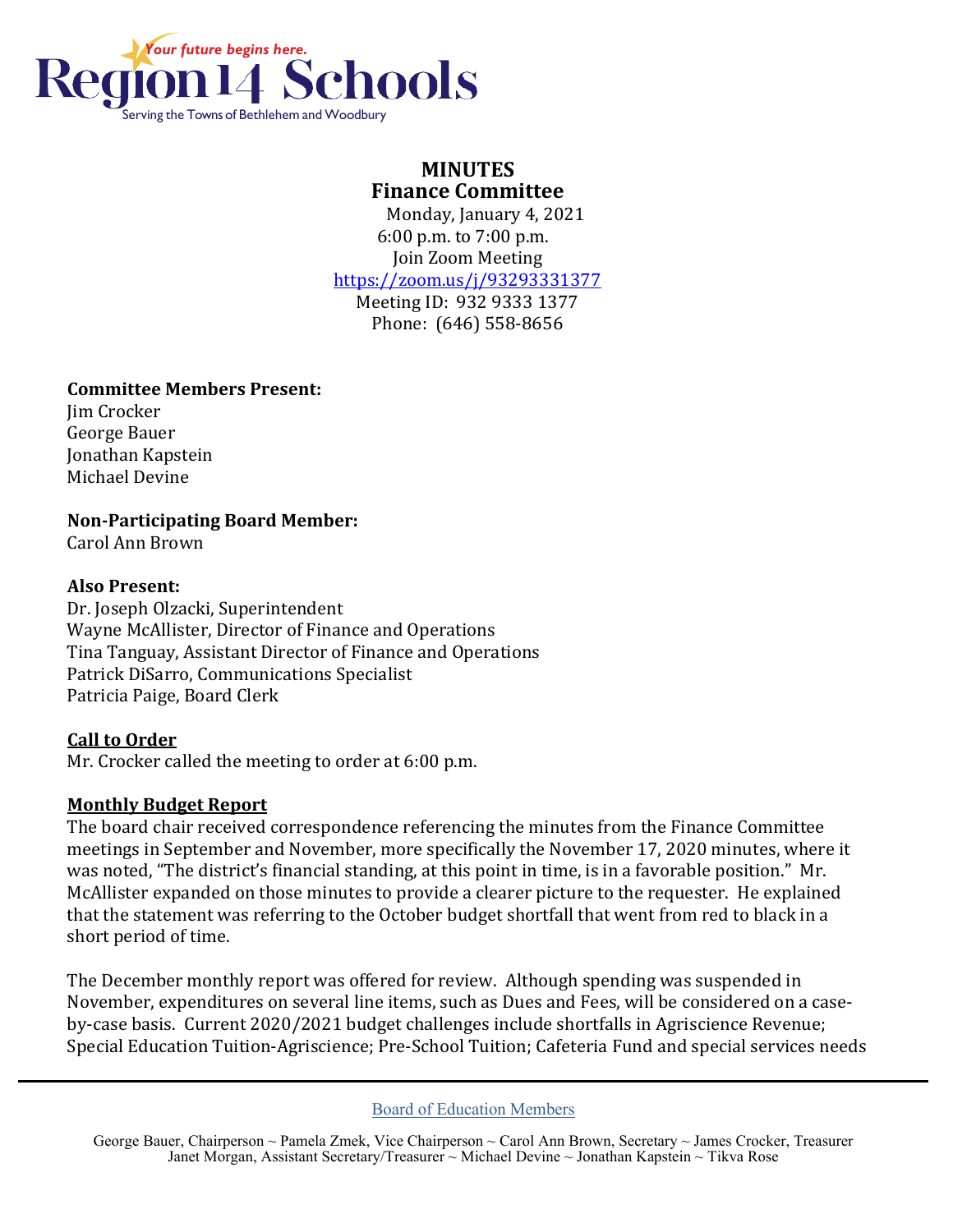Region 14 Schools

*Your future begins here.*

Serving the Towns of Bethlehem and Woodbury

# MINUTES
## Finance Committee

Monday, January 4, 2021
6:00 p.m. to 7:00 p.m.
Join Zoom Meeting
https://zoom.us/j/93293331377
Meeting ID: 932 9333 1377
Phone: (646) 558-8656

**Committee Members Present:**
Jim Crocker
George Bauer
Jonathan Kapstein
Michael Devine

**Non-Participating Board Member:**
Carol Ann Brown

**Also Present:**
Dr. Joseph Olzacki, Superintendent
Wayne McAllister, Director of Finance and Operations
Tina Tanguay, Assistant Director of Finance and Operations
Patrick DiSarro, Communications Specialist
Patricia Paige, Board Clerk

**Call to Order**
Mr. Crocker called the meeting to order at 6:00 p.m.

**Monthly Budget Report**
The board chair received correspondence referencing the minutes from the Finance Committee meetings in September and November, more specifically the November 17, 2020 minutes, where it was noted, "The district's financial standing, at this point in time, is in a favorable position." Mr. McAllister expanded on those minutes to provide a clearer picture to the requester. He explained that the statement was referring to the October budget shortfall that went from red to black in a short period of time.

The December monthly report was offered for review. Although spending was suspended in November, expenditures on several line items, such as Dues and Fees, will be considered on a case-by-case basis. Current 2020/2021 budget challenges include shortfalls in Agriscience Revenue; Special Education Tuition-Agriscience; Pre-School Tuition; Cafeteria Fund and special services needs

Board of Education Members

George Bauer, Chairperson ~ Pamela Zmek, Vice Chairperson ~ Carol Ann Brown, Secretary ~ James Crocker, Treasurer
Janet Morgan, Assistant Secretary/Treasurer ~ Michael Devine ~ Jonathan Kapstein ~ Tikva Rose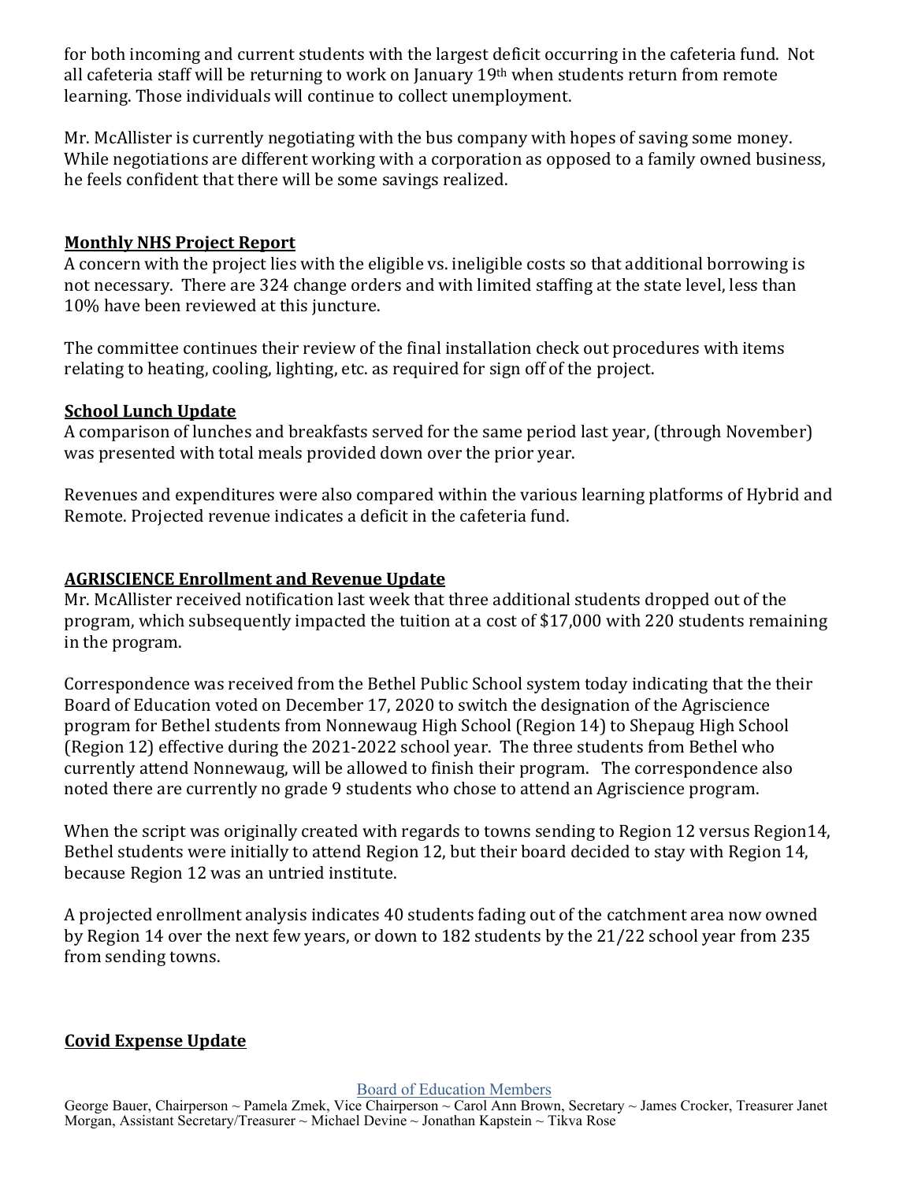for both incoming and current students with the largest deficit occurring in the cafeteria fund. Not all cafeteria staff will be returning to work on January 19th when students return from remote learning. Those individuals will continue to collect unemployment.

Mr. McAllister is currently negotiating with the bus company with hopes of saving some money. While negotiations are different working with a corporation as opposed to a family owned business, he feels confident that there will be some savings realized.

**Monthly NHS Project Report**

A concern with the project lies with the eligible vs. ineligible costs so that additional borrowing is not necessary. There are 324 change orders and with limited staffing at the state level, less than 10% have been reviewed at this juncture.

The committee continues their review of the final installation check out procedures with items relating to heating, cooling, lighting, etc. as required for sign off of the project.

**School Lunch Update**

A comparison of lunches and breakfasts served for the same period last year, (through November) was presented with total meals provided down over the prior year.

Revenues and expenditures were also compared within the various learning platforms of Hybrid and Remote. Projected revenue indicates a deficit in the cafeteria fund.

**AGRISCIENCE Enrollment and Revenue Update**

Mr. McAllister received notification last week that three additional students dropped out of the program, which subsequently impacted the tuition at a cost of $17,000 with 220 students remaining in the program.

Correspondence was received from the Bethel Public School system today indicating that the their Board of Education voted on December 17, 2020 to switch the designation of the Agriscience program for Bethel students from Nonnewaug High School (Region 14) to Shepaug High School (Region 12) effective during the 2021-2022 school year. The three students from Bethel who currently attend Nonnewaug, will be allowed to finish their program. The correspondence also noted there are currently no grade 9 students who chose to attend an Agriscience program.

When the script was originally created with regards to towns sending to Region 12 versus Region14, Bethel students were initially to attend Region 12, but their board decided to stay with Region 14, because Region 12 was an untried institute.

A projected enrollment analysis indicates 40 students fading out of the catchment area now owned by Region 14 over the next few years, or down to 182 students by the 21/22 school year from 235 from sending towns.

**Covid Expense Update**

Board of Education Members

George Bauer, Chairperson ~ Pamela Zmek, Vice Chairperson ~ Carol Ann Brown, Secretary ~ James Crocker, Treasurer Janet Morgan, Assistant Secretary/Treasurer ~ Michael Devine ~ Jonathan Kapstein ~ Tikva Rose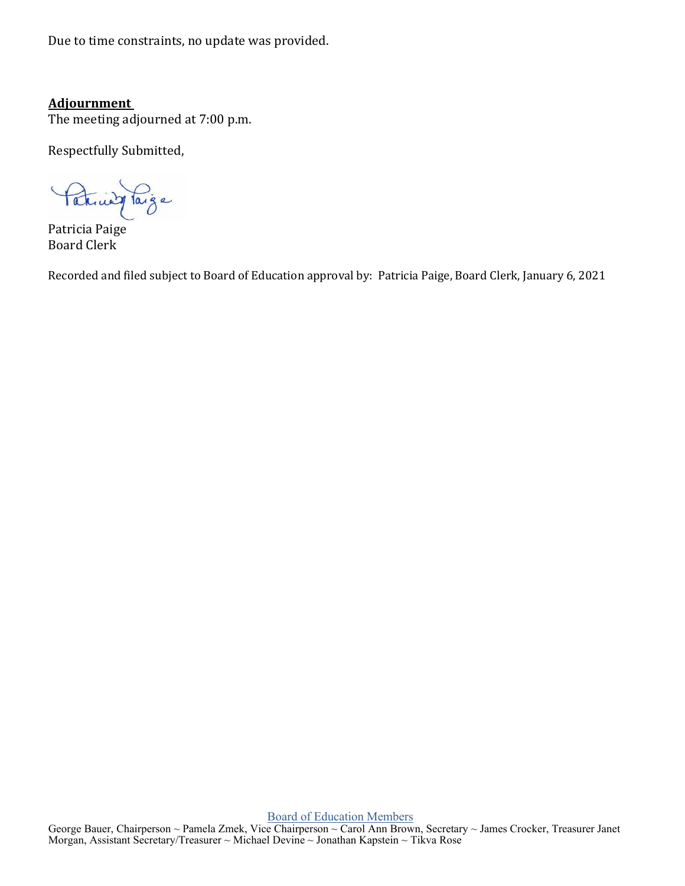Due to time constraints, no update was provided.

**Adjournment**

The meeting adjourned at 7:00 p.m.

Respectfully Submitted,

Patricia Paige
Board Clerk

Recorded and filed subject to Board of Education approval by: Patricia Paige, Board Clerk, January 6, 2021

Board of Education Members

George Bauer, Chairperson ~ Pamela Zmek, Vice Chairperson ~ Carol Ann Brown, Secretary ~ James Crocker, Treasurer Janet Morgan, Assistant Secretary/Treasurer ~ Michael Devine ~ Jonathan Kapstein ~ Tikva Rose